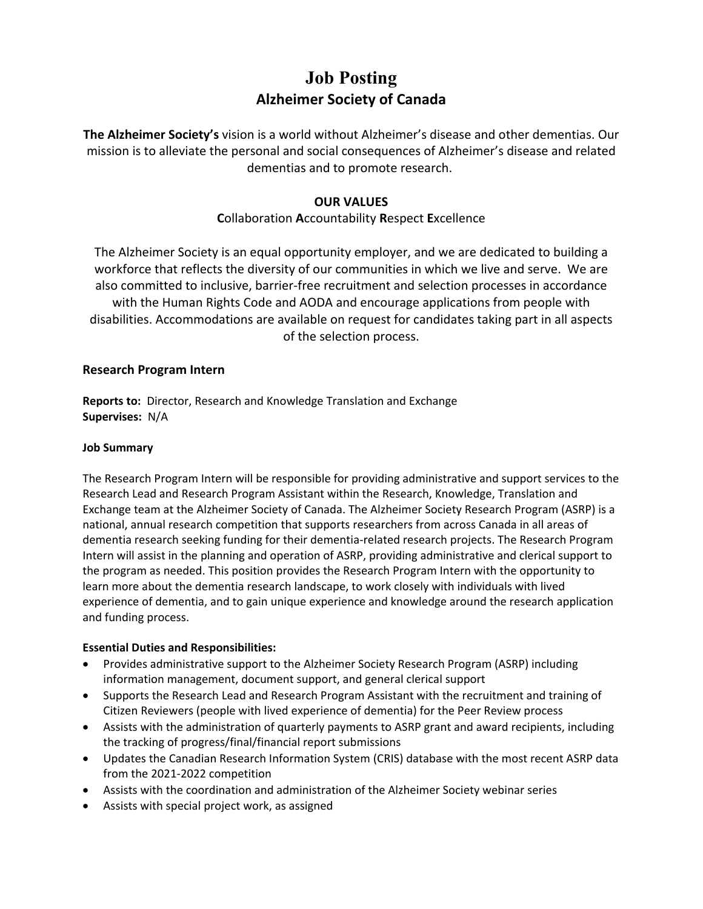# Job Posting

## Alzheimer Society of Canada

**The Alzheimer Society's** vision is a world without Alzheimer's disease and other dementias. Our mission is to alleviate the personal and social consequences of Alzheimer's disease and related dementias and to promote research.

**OUR VALUES**

**C**ollaboration **A**ccountability **R**espect **E**xcellence

The Alzheimer Society is an equal opportunity employer, and we are dedicated to building a workforce that reflects the diversity of our communities in which we live and serve. We are also committed to inclusive, barrier-free recruitment and selection processes in accordance with the Human Rights Code and AODA and encourage applications from people with disabilities. Accommodations are available on request for candidates taking part in all aspects of the selection process.

### Research Program Intern

**Reports to:** Director, Research and Knowledge Translation and Exchange
**Supervises:** N/A

#### Job Summary

The Research Program Intern will be responsible for providing administrative and support services to the Research Lead and Research Program Assistant within the Research, Knowledge, Translation and Exchange team at the Alzheimer Society of Canada. The Alzheimer Society Research Program (ASRP) is a national, annual research competition that supports researchers from across Canada in all areas of dementia research seeking funding for their dementia-related research projects. The Research Program Intern will assist in the planning and operation of ASRP, providing administrative and clerical support to the program as needed. This position provides the Research Program Intern with the opportunity to learn more about the dementia research landscape, to work closely with individuals with lived experience of dementia, and to gain unique experience and knowledge around the research application and funding process.

#### Essential Duties and Responsibilities:

- Provides administrative support to the Alzheimer Society Research Program (ASRP) including information management, document support, and general clerical support
- Supports the Research Lead and Research Program Assistant with the recruitment and training of Citizen Reviewers (people with lived experience of dementia) for the Peer Review process
- Assists with the administration of quarterly payments to ASRP grant and award recipients, including the tracking of progress/final/financial report submissions
- Updates the Canadian Research Information System (CRIS) database with the most recent ASRP data from the 2021-2022 competition
- Assists with the coordination and administration of the Alzheimer Society webinar series
- Assists with special project work, as assigned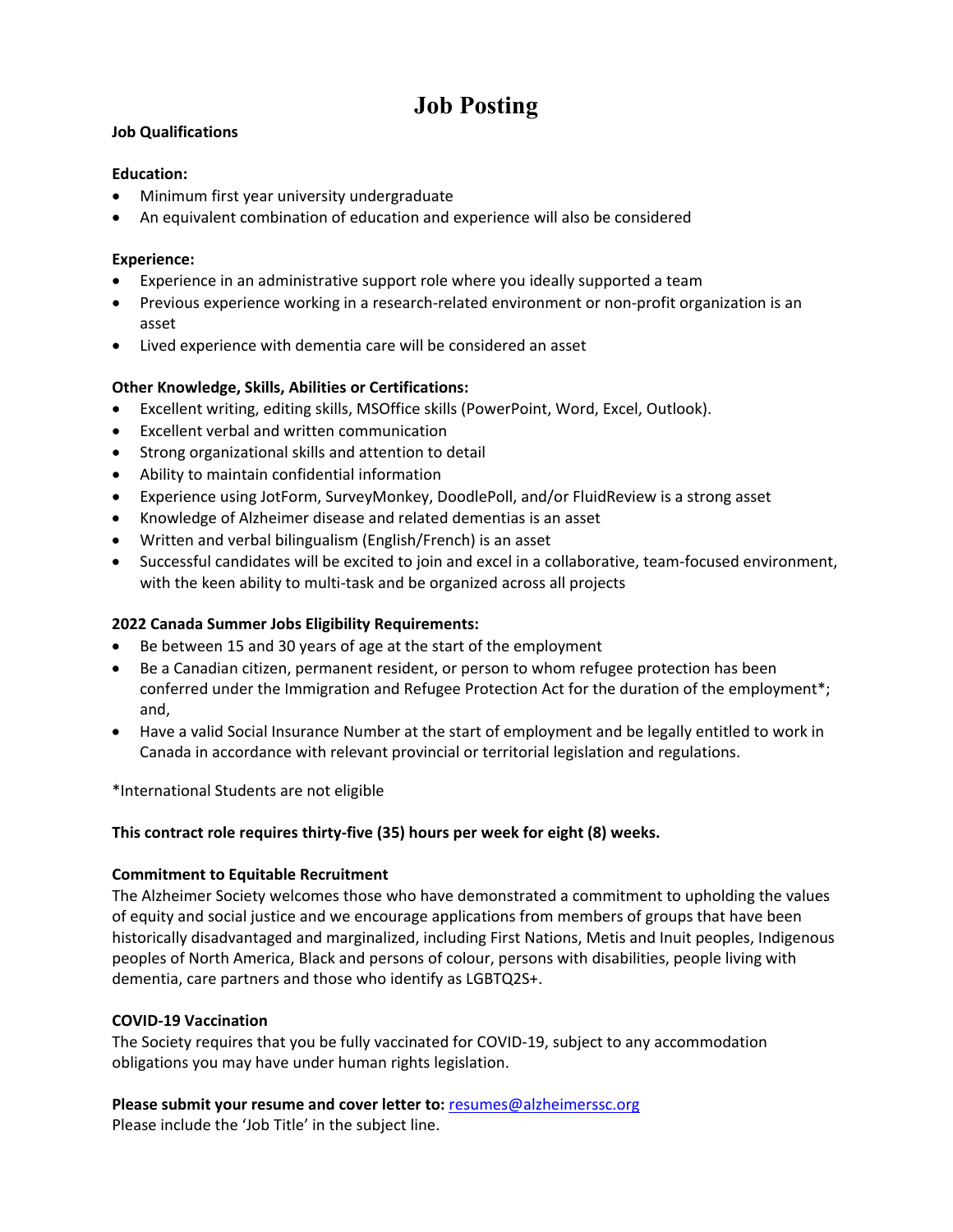# Job Posting

**Job Qualifications**

**Education:**

- Minimum first year university undergraduate
- An equivalent combination of education and experience will also be considered

**Experience:**

- Experience in an administrative support role where you ideally supported a team
- Previous experience working in a research-related environment or non-profit organization is an asset
- Lived experience with dementia care will be considered an asset

**Other Knowledge, Skills, Abilities or Certifications:**

- Excellent writing, editing skills, MSOffice skills (PowerPoint, Word, Excel, Outlook).
- Excellent verbal and written communication
- Strong organizational skills and attention to detail
- Ability to maintain confidential information
- Experience using JotForm, SurveyMonkey, DoodlePoll, and/or FluidReview is a strong asset
- Knowledge of Alzheimer disease and related dementias is an asset
- Written and verbal bilingualism (English/French) is an asset
- Successful candidates will be excited to join and excel in a collaborative, team-focused environment, with the keen ability to multi-task and be organized across all projects

**2022 Canada Summer Jobs Eligibility Requirements:**

- Be between 15 and 30 years of age at the start of the employment
- Be a Canadian citizen, permanent resident, or person to whom refugee protection has been conferred under the Immigration and Refugee Protection Act for the duration of the employment*; and,
- Have a valid Social Insurance Number at the start of employment and be legally entitled to work in Canada in accordance with relevant provincial or territorial legislation and regulations.

*International Students are not eligible

**This contract role requires thirty-five (35) hours per week for eight (8) weeks.**

**Commitment to Equitable Recruitment**

The Alzheimer Society welcomes those who have demonstrated a commitment to upholding the values of equity and social justice and we encourage applications from members of groups that have been historically disadvantaged and marginalized, including First Nations, Metis and Inuit peoples, Indigenous peoples of North America, Black and persons of colour, persons with disabilities, people living with dementia, care partners and those who identify as LGBTQ2S+.

**COVID-19 Vaccination**

The Society requires that you be fully vaccinated for COVID-19, subject to any accommodation obligations you may have under human rights legislation.

**Please submit your resume and cover letter to:** resumes@alzheimerssc.org

Please include the 'Job Title' in the subject line.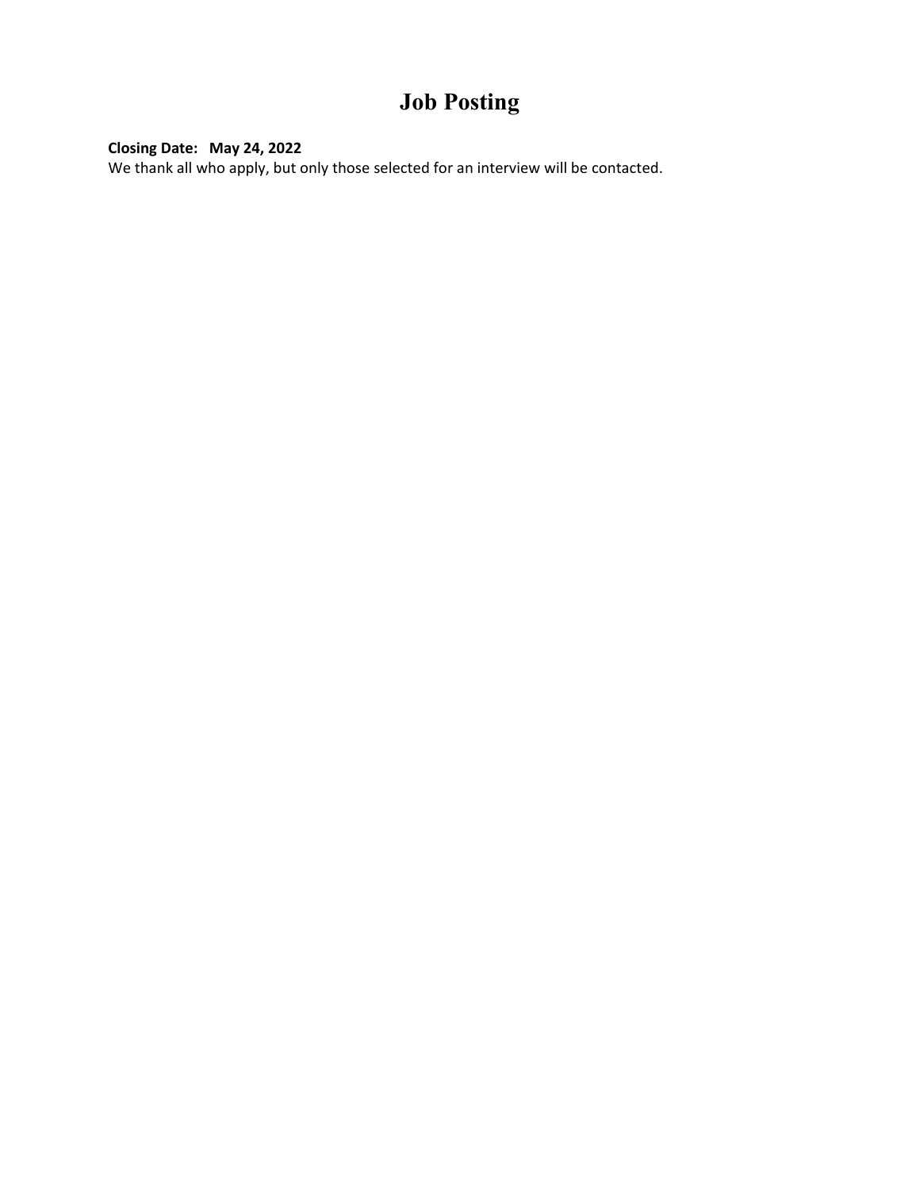# Job Posting

**Closing Date: May 24, 2022**

We thank all who apply, but only those selected for an interview will be contacted.